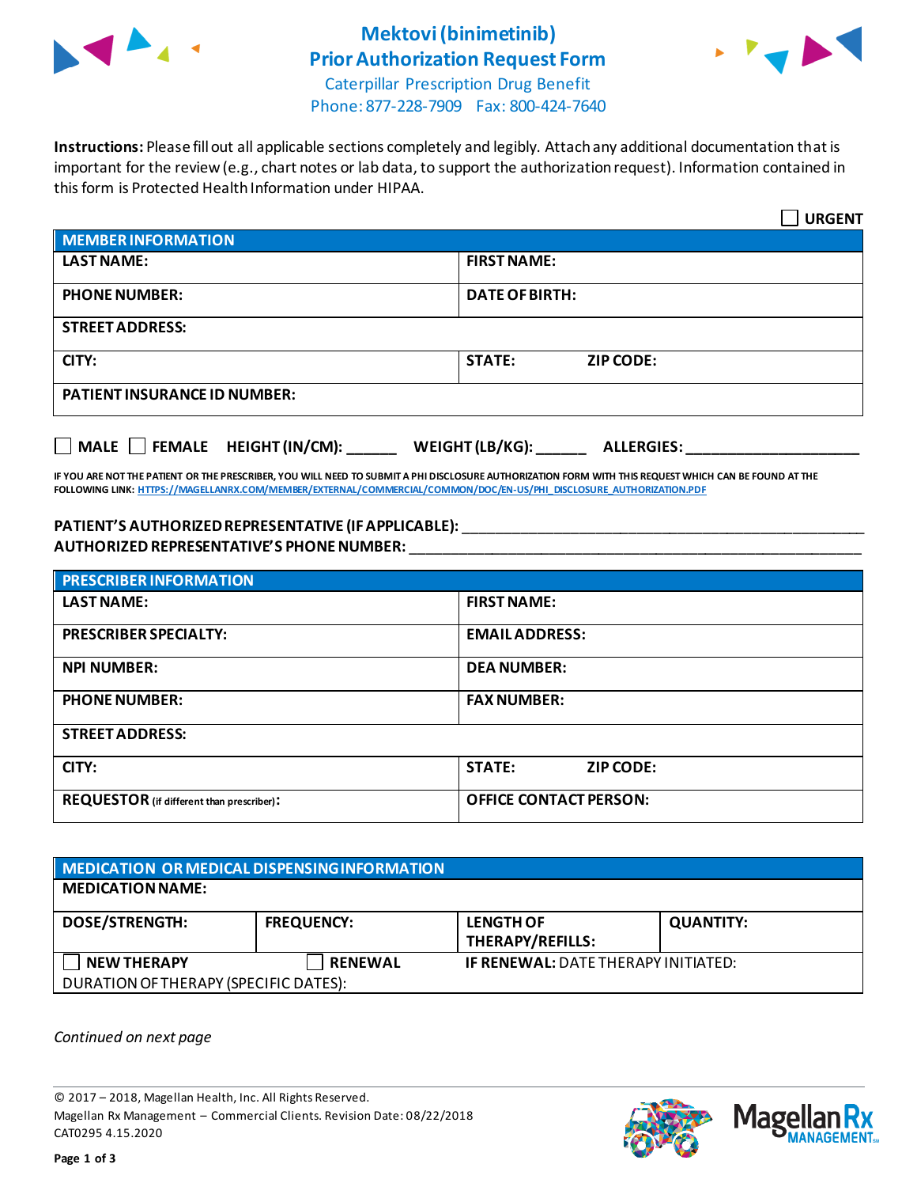# Mektovi (binimetinib)
# Prior Authorization Request Form

Caterpillar Prescription Drug Benefit
Phone: 877-228-7909 Fax: 800-424-7640

**Instructions:** Please fill out all applicable sections completely and legibly. Attach any additional documentation that is important for the review (e.g., chart notes or lab data, to support the authorization request). Information contained in this form is Protected Health Information under HIPAA.

☐ **URGENT**

| **MEMBER INFORMATION** | |
|---|---|
| **LAST NAME:** | **FIRST NAME:** |
| **PHONE NUMBER:** | **DATE OF BIRTH:** |
| **STREET ADDRESS:** | |
| **CITY:** | **STATE:** **ZIP CODE:** |
| **PATIENT INSURANCE ID NUMBER:** | |

☐ **MALE** ☐ **FEMALE** **HEIGHT (IN/CM):** ______ **WEIGHT (LB/KG):** ______ **ALLERGIES:** ____________________

**IF YOU ARE NOT THE PATIENT OR THE PRESCRIBER, YOU WILL NEED TO SUBMIT A PHI DISCLOSURE AUTHORIZATION FORM WITH THIS REQUEST WHICH CAN BE FOUND AT THE FOLLOWING LINK:** HTTPS://MAGELLANRX.COM/MEMBER/EXTERNAL/COMMERCIAL/COMMON/DOC/EN-US/PHI_DISCLOSURE_AUTHORIZATION.PDF

**PATIENT'S AUTHORIZED REPRESENTATIVE (IF APPLICABLE):** ____________________________________________

**AUTHORIZED REPRESENTATIVE'S PHONE NUMBER:** ____________________________________________

| **PRESCRIBER INFORMATION** | |
|---|---|
| **LAST NAME:** | **FIRST NAME:** |
| **PRESCRIBER SPECIALTY:** | **EMAIL ADDRESS:** |
| **NPI NUMBER:** | **DEA NUMBER:** |
| **PHONE NUMBER:** | **FAX NUMBER:** |
| **STREET ADDRESS:** | |
| **CITY:** | **STATE:** **ZIP CODE:** |
| **REQUESTOR** (if different than prescriber)**:** | **OFFICE CONTACT PERSON:** |

| **MEDICATION OR MEDICAL DISPENSING INFORMATION** | | | |
|---|---|---|---|
| **MEDICATION NAME:** | | | |
| **DOSE/STRENGTH:** | **FREQUENCY:** | **LENGTH OF THERAPY/REFILLS:** | **QUANTITY:** |
| ☐ **NEW THERAPY** | ☐ **RENEWAL** | **IF RENEWAL:** DATE THERAPY INITIATED: | |
| DURATION OF THERAPY (SPECIFIC DATES): | | | |

*Continued on next page*

© 2017 – 2018, Magellan Health, Inc. All Rights Reserved.
Magellan Rx Management – Commercial Clients. Revision Date: 08/22/2018
CAT0295 4.15.2020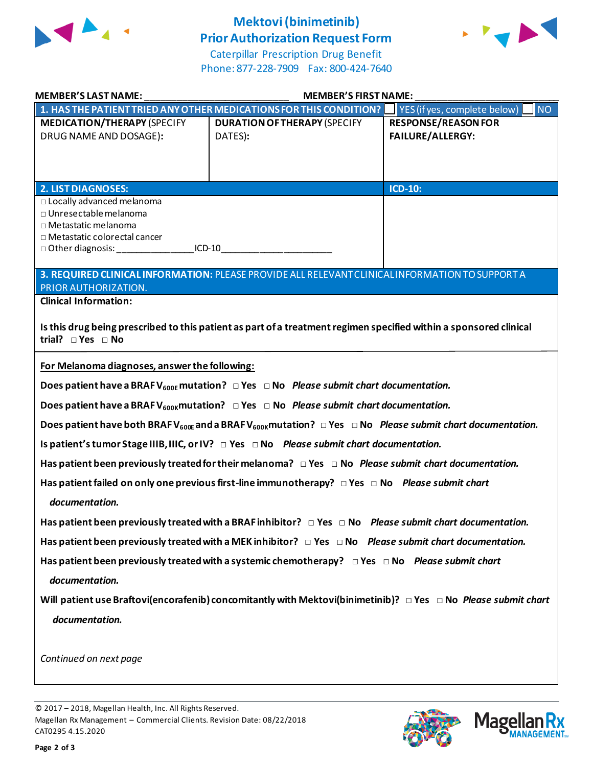# Mektovi (binimetinib)
## Prior Authorization Request Form

Caterpillar Prescription Drug Benefit
Phone: 877-228-7909  Fax: 800-424-7640

**MEMBER'S LAST NAME:** ___________________________  **MEMBER'S FIRST NAME:** ___________________________

| **1. HAS THE PATIENT TRIED ANY OTHER MEDICATIONS FOR THIS CONDITION?** ☐ YES (if yes, complete below) ☐ NO | | |
|---|---|---|
| **MEDICATION/THERAPY** (SPECIFY DRUG NAME AND DOSAGE): | **DURATION OF THERAPY** (SPECIFY DATES): | **RESPONSE/REASON FOR FAILURE/ALLERGY:** |
| | | |

| **2. LIST DIAGNOSES:** | **ICD-10:** |
|---|---|
| □ Locally advanced melanoma<br>□ Unresectable melanoma<br>□ Metastatic melanoma<br>□ Metastatic colorectal cancer<br>□ Other diagnosis: _______________ICD-10______________________ | |

**3. REQUIRED CLINICAL INFORMATION:** PLEASE PROVIDE ALL RELEVANT CLINICAL INFORMATION TO SUPPORT A PRIOR AUTHORIZATION.

**Clinical Information:**

**Is this drug being prescribed to this patient as part of a treatment regimen specified within a sponsored clinical trial?** □ **Yes** □ **No**

**For Melanoma diagnoses, answer the following:**

**Does patient have a BRAF $V_{600E}$ mutation?** □ **Yes** □ **No** ***Please submit chart documentation.***

**Does patient have a BRAF $V_{600K}$ mutation?** □ **Yes** □ **No** ***Please submit chart documentation.***

**Does patient have both BRAF $V_{600E}$ and a BRAF $V_{600K}$ mutation?** □ **Yes** □ **No** ***Please submit chart documentation.***

**Is patient's tumor Stage IIIB, IIIC, or IV?** □ **Yes** □ **No** ***Please submit chart documentation.***

**Has patient been previously treated for their melanoma?** □ **Yes** □ **No** ***Please submit chart documentation.***

**Has patient failed on only one previous first-line immunotherapy?** □ **Yes** □ **No** ***Please submit chart documentation.***

**Has patient been previously treated with a BRAF inhibitor?** □ **Yes** □ **No** ***Please submit chart documentation.***

**Has patient been previously treated with a MEK inhibitor?** □ **Yes** □ **No** ***Please submit chart documentation.***

**Has patient been previously treated with a systemic chemotherapy?** □ **Yes** □ **No** ***Please submit chart documentation.***

**Will patient use Braftovi(encorafenib) concomitantly with Mektovi(binimetinib)?** □ **Yes** □ **No** ***Please submit chart documentation.***

*Continued on next page*

© 2017 – 2018, Magellan Health, Inc. All Rights Reserved.
Magellan Rx Management – Commercial Clients. Revision Date: 08/22/2018
CAT0295 4.15.2020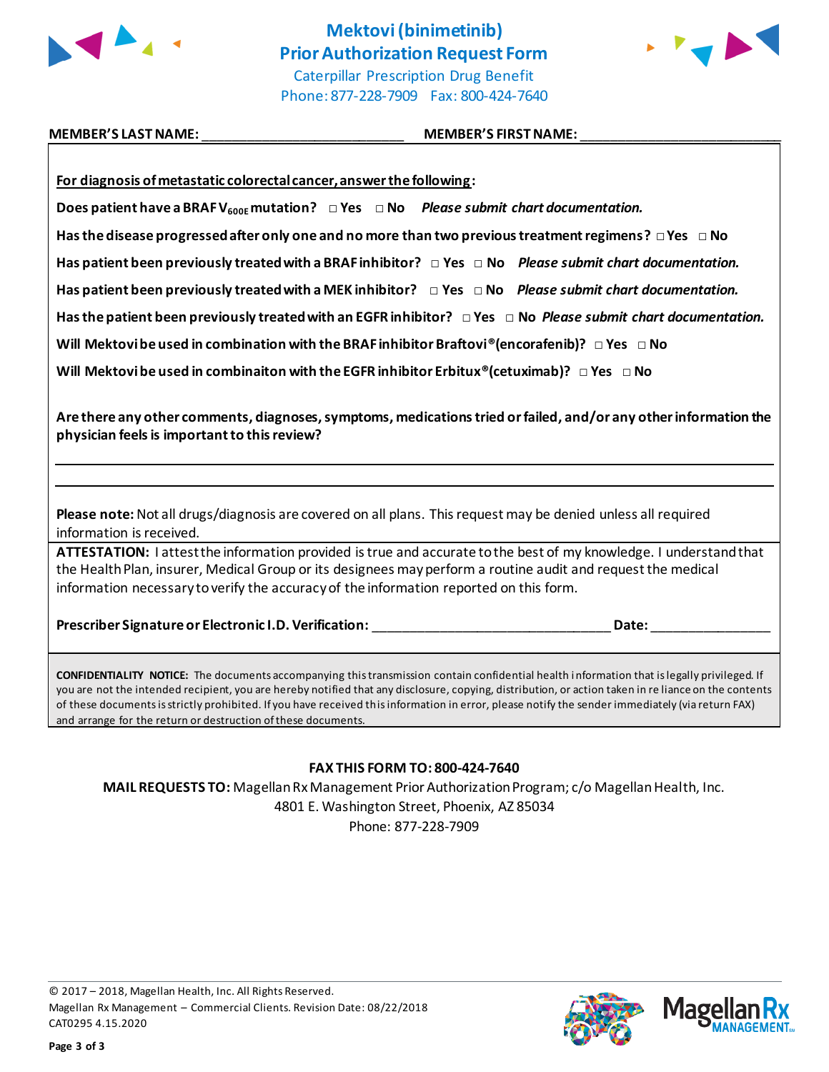# Mektovi (binimetinib)
## Prior Authorization Request Form

Caterpillar Prescription Drug Benefit
Phone: 877-228-7909 Fax: 800-424-7640

**MEMBER'S LAST NAME:** ___________________________ **MEMBER'S FIRST NAME:** ___________________________

**For diagnosis of metastatic colorectal cancer, answer the following:**

**Does patient have a BRAF $V_{600E}$ mutation?** □ Yes □ No *Please submit chart documentation.*

**Has the disease progressed after only one and no more than two previous treatment regimens?** □ Yes □ No

**Has patient been previously treated with a BRAF inhibitor?** □ Yes □ No *Please submit chart documentation.*

**Has patient been previously treated with a MEK inhibitor?** □ Yes □ No *Please submit chart documentation.*

**Has the patient been previously treated with an EGFR inhibitor?** □ Yes □ No *Please submit chart documentation.*

**Will Mektovi be used in combination with the BRAF inhibitor Braftovi®(encorafenib)?** □ Yes □ No

**Will Mektovi be used in combinaiton with the EGFR inhibitor Erbitux®(cetuximab)?** □ Yes □ No

**Are there any other comments, diagnoses, symptoms, medications tried or failed, and/or any other information the physician feels is important to this review?**

_____________________________________________________________________________

_____________________________________________________________________________

**Please note:** Not all drugs/diagnosis are covered on all plans. This request may be denied unless all required information is received.

**ATTESTATION:** I attest the information provided is true and accurate to the best of my knowledge. I understand that the Health Plan, insurer, Medical Group or its designees may perform a routine audit and request the medical information necessary to verify the accuracy of the information reported on this form.

**Prescriber Signature or Electronic I.D. Verification:** ________________________________ **Date:** ________________

**CONFIDENTIALITY NOTICE:** The documents accompanying this transmission contain confidential health information that is legally privileged. If you are not the intended recipient, you are hereby notified that any disclosure, copying, distribution, or action taken in reliance on the contents of these documents is strictly prohibited. If you have received this information in error, please notify the sender immediately (via return FAX) and arrange for the return or destruction of these documents.

**FAX THIS FORM TO: 800-424-7640**

**MAIL REQUESTS TO:** Magellan Rx Management Prior Authorization Program; c/o Magellan Health, Inc.
4801 E. Washington Street, Phoenix, AZ 85034
Phone: 877-228-7909

© 2017 – 2018, Magellan Health, Inc. All Rights Reserved.
Magellan Rx Management – Commercial Clients. Revision Date: 08/22/2018
CAT0295 4.15.2020